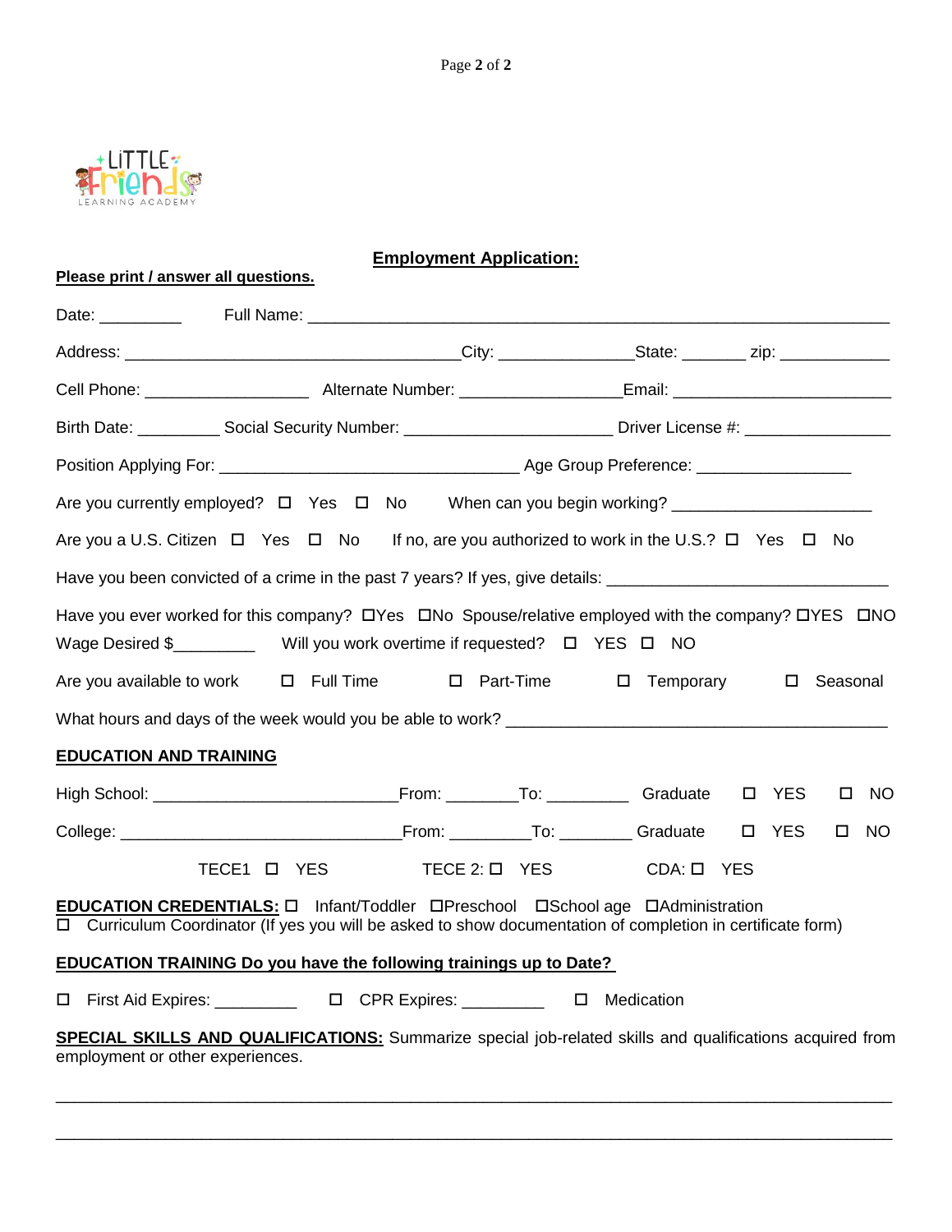## Employment Application:

**Please print / answer all questions.**

Date: _________ Full Name: ________________________________________________________________

Address: _____________________________________City: _______________State: _______ zip: ____________

Cell Phone: __________________ Alternate Number: _________________Email: ________________________

Birth Date: _________ Social Security Number: ______________________ Driver License #: ________________

Position Applying For: _________________________________ Age Group Preference: ________________

Are you currently employed? ☐ Yes ☐ No When can you begin working? ______________________

Are you a U.S. Citizen ☐ Yes ☐ No If no, are you authorized to work in the U.S.? ☐ Yes ☐ No

Have you been convicted of a crime in the past 7 years? If yes, give details: ______________________________

Have you ever worked for this company? ☐Yes ☐No Spouse/relative employed with the company? ☐YES ☐NO

Wage Desired $_________ Will you work overtime if requested? ☐ YES ☐ NO

Are you available to work ☐ Full Time ☐ Part-Time ☐ Temporary ☐ Seasonal

What hours and days of the week would you be able to work? __________________________________________

**EDUCATION AND TRAINING**

High School: __________________________From: ________To: _________ Graduate ☐ YES ☐ NO

College: ______________________________From: _________To: ________ Graduate ☐ YES ☐ NO

TECE1 ☐ YES TECE 2: ☐ YES CDA: ☐ YES

**EDUCATION CREDENTIALS:** ☐ Infant/Toddler ☐Preschool ☐School age ☐Administration
☐ Curriculum Coordinator (If yes you will be asked to show documentation of completion in certificate form)

**EDUCATION TRAINING Do you have the following trainings up to Date?**

☐ First Aid Expires: _________ ☐ CPR Expires: _________ ☐ Medication

**SPECIAL SKILLS AND QUALIFICATIONS:** Summarize special job-related skills and qualifications acquired from employment or other experiences.

_____________________________________________________________________________________________

_____________________________________________________________________________________________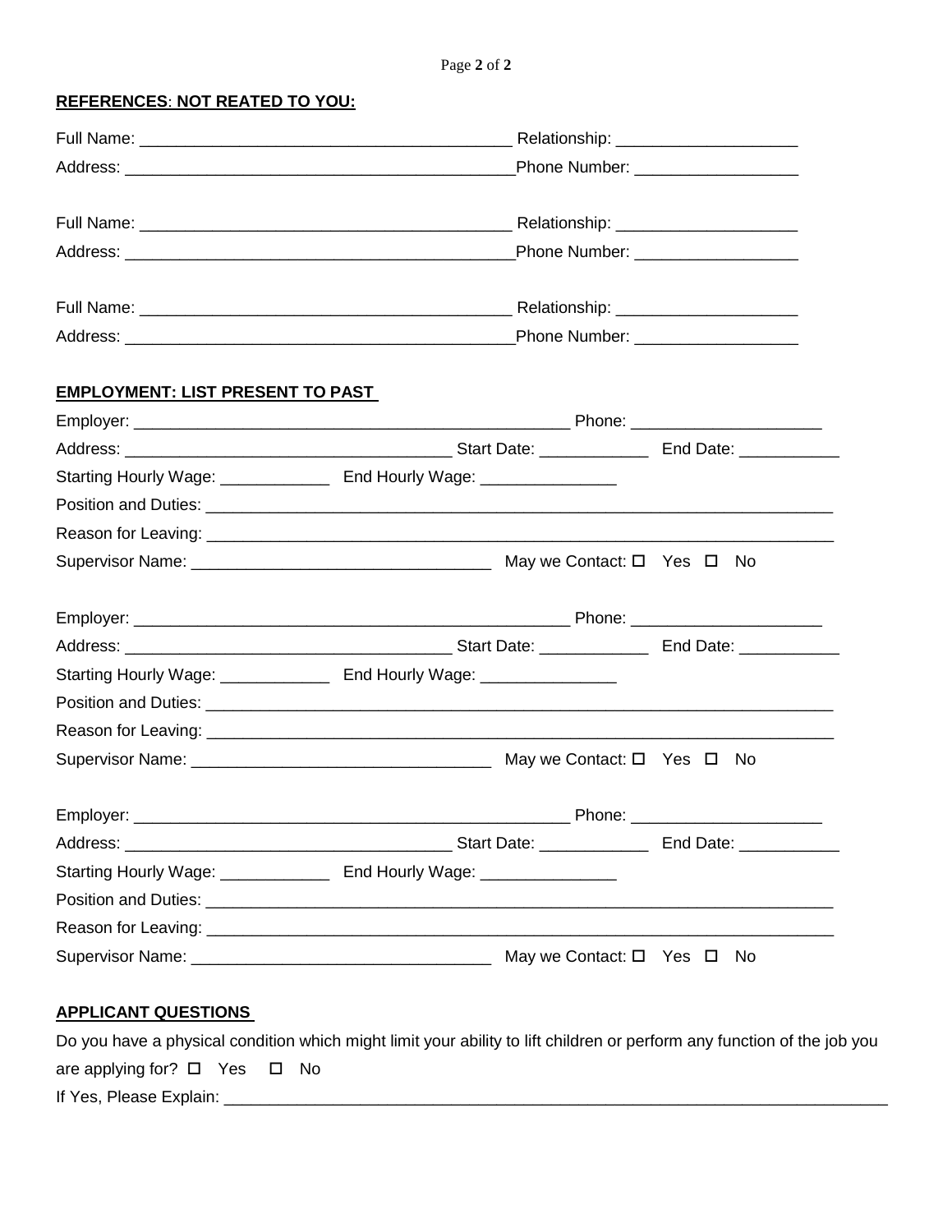**REFERENCES: NOT REATED TO YOU:**

Full Name: ________________________________________ Relationship: ____________________

Address: ___________________________________________Phone Number: __________________

Full Name: ________________________________________ Relationship: ____________________

Address: ___________________________________________Phone Number: __________________

Full Name: ________________________________________ Relationship: ____________________

Address: ___________________________________________Phone Number: __________________

**EMPLOYMENT: LIST PRESENT TO PAST**

Employer: ________________________________________________ Phone: _____________________

Address: __________________________________ Start Date: ____________ End Date: ___________

Starting Hourly Wage: ____________ End Hourly Wage: _______________

Position and Duties: _______________________________________________________________________

Reason for Leaving: _______________________________________________________________________

Supervisor Name: ________________________________ May we Contact: ☐ Yes ☐ No

Employer: ________________________________________________ Phone: _____________________

Address: __________________________________ Start Date: ____________ End Date: ___________

Starting Hourly Wage: ____________ End Hourly Wage: _______________

Position and Duties: _______________________________________________________________________

Reason for Leaving: _______________________________________________________________________

Supervisor Name: ________________________________ May we Contact: ☐ Yes ☐ No

Employer: ________________________________________________ Phone: _____________________

Address: __________________________________ Start Date: ____________ End Date: ___________

Starting Hourly Wage: ____________ End Hourly Wage: _______________

Position and Duties: _______________________________________________________________________

Reason for Leaving: _______________________________________________________________________

Supervisor Name: ________________________________ May we Contact: ☐ Yes ☐ No

**APPLICANT QUESTIONS**

Do you have a physical condition which might limit your ability to lift children or perform any function of the job you are applying for? ☐ Yes ☐ No

If Yes, Please Explain: ___________________________________________________________________________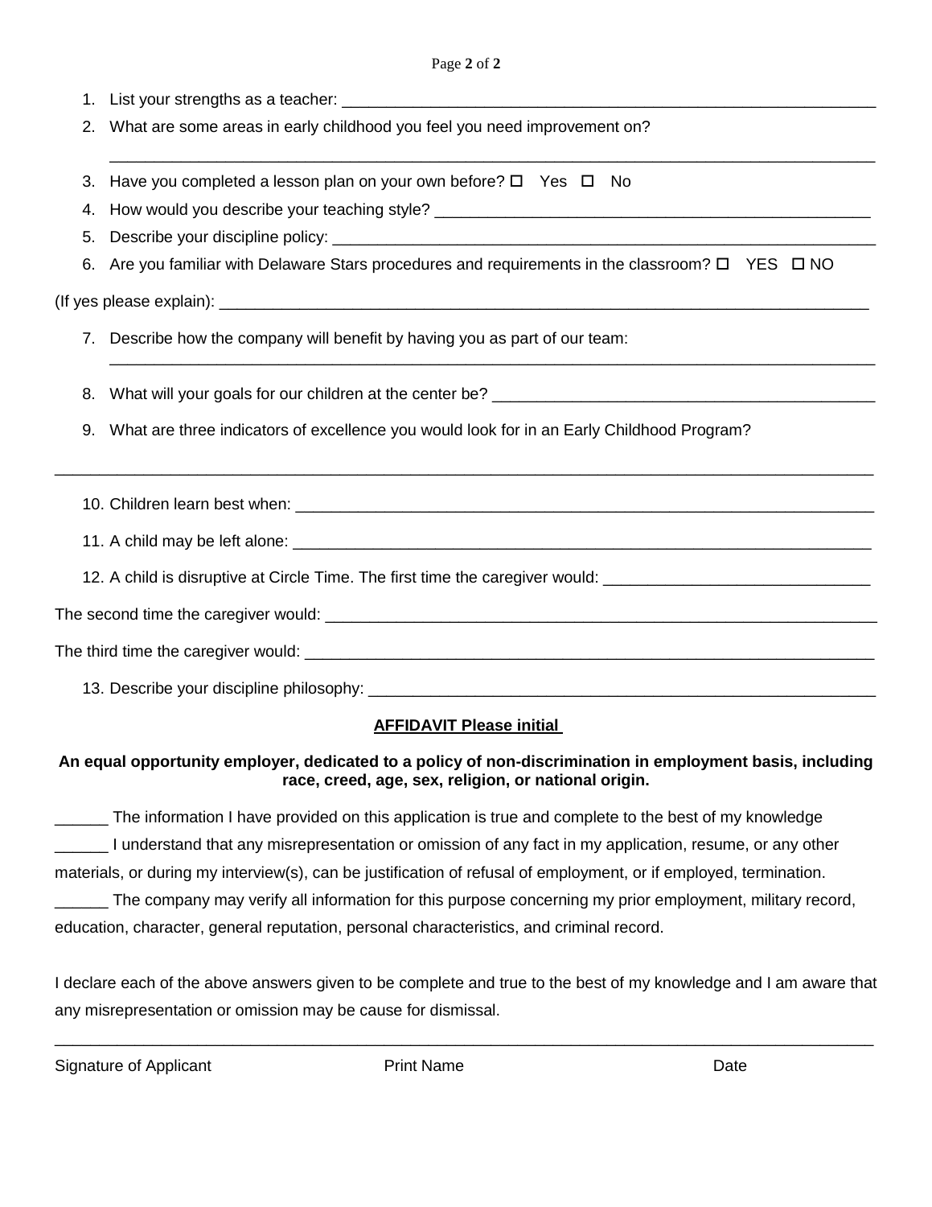1. List your strengths as a teacher: ___________________________________________________________
2. What are some areas in early childhood you feel you need improvement on?
   ___________________________________________________________________________________
3. Have you completed a lesson plan on your own before? ☐ Yes ☐ No
4. How would you describe your teaching style? _______________________________________________
5. Describe your discipline policy: ___________________________________________________________
6. Are you familiar with Delaware Stars procedures and requirements in the classroom? ☐ YES ☐ NO

(If yes please explain): ______________________________________________________________________

7. Describe how the company will benefit by having you as part of our team:
   ___________________________________________________________________________________
8. What will your goals for our children at the center be? ________________________________________
9. What are three indicators of excellence you would look for in an Early Childhood Program?

_______________________________________________________________________________________

10. Children learn best when: ______________________________________________________________
11. A child may be left alone: ______________________________________________________________
12. A child is disruptive at Circle Time. The first time the caregiver would: ___________________________

The second time the caregiver would: ______________________________________________________

The third time the caregiver would: ________________________________________________________

13. Describe your discipline philosophy: _____________________________________________________

**AFFIDAVIT Please initial**

**An equal opportunity employer, dedicated to a policy of non-discrimination in employment basis, including race, creed, age, sex, religion, or national origin.**

______ The information I have provided on this application is true and complete to the best of my knowledge

______ I understand that any misrepresentation or omission of any fact in my application, resume, or any other materials, or during my interview(s), can be justification of refusal of employment, or if employed, termination.

______ The company may verify all information for this purpose concerning my prior employment, military record, education, character, general reputation, personal characteristics, and criminal record.

I declare each of the above answers given to be complete and true to the best of my knowledge and I am aware that any misrepresentation or omission may be cause for dismissal.

_______________________________________________________________________________________

Signature of Applicant          Print Name          Date